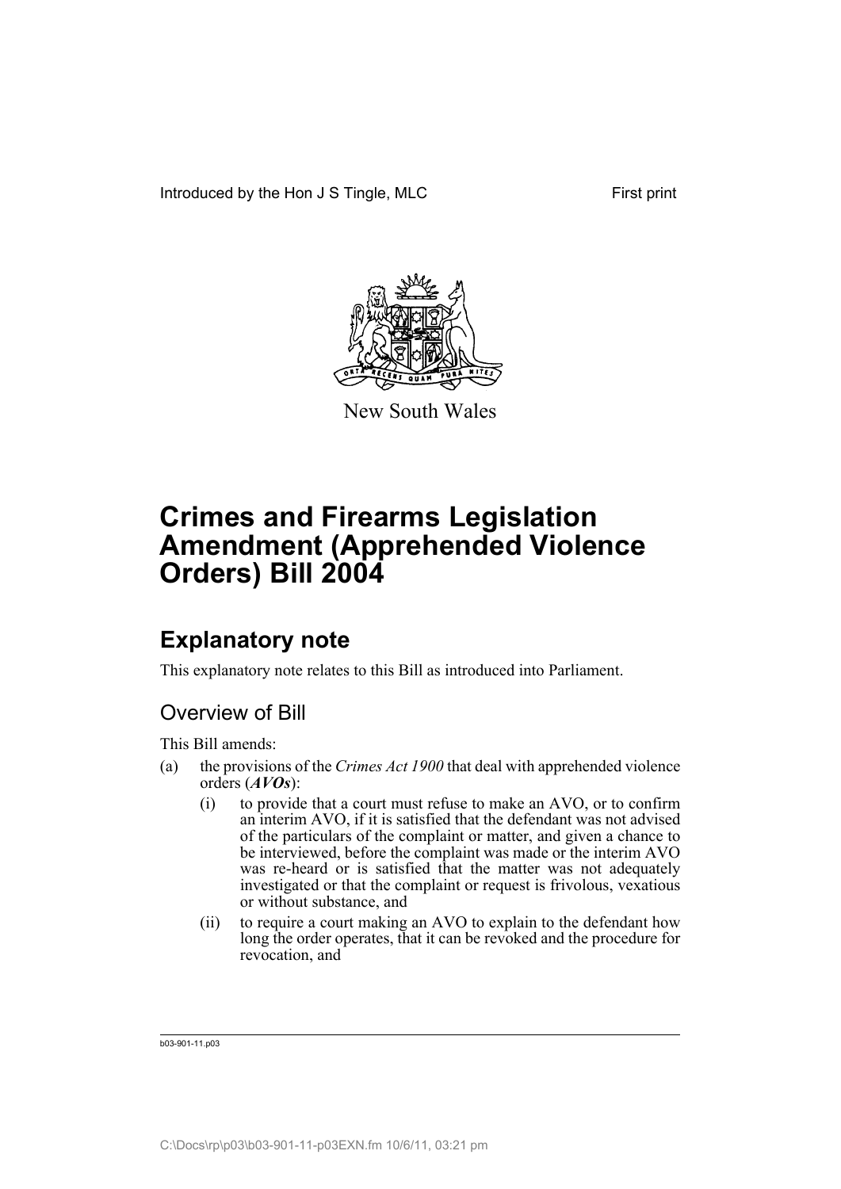Introduced by the Hon J S Tingle, MLC

First print

New South Wales

# Crimes and Firearms Legislation Amendment (Apprehended Violence Orders) Bill 2004

## Explanatory note

This explanatory note relates to this Bill as introduced into Parliament.

### Overview of Bill

This Bill amends:

(a) the provisions of the *Crimes Act 1900* that deal with apprehended violence orders (***AVOs***):

  (i) to provide that a court must refuse to make an AVO, or to confirm an interim AVO, if it is satisfied that the defendant was not advised of the particulars of the complaint or matter, and given a chance to be interviewed, before the complaint was made or the interim AVO was re-heard or is satisfied that the matter was not adequately investigated or that the complaint or request is frivolous, vexatious or without substance, and

  (ii) to require a court making an AVO to explain to the defendant how long the order operates, that it can be revoked and the procedure for revocation, and

b03-901-11.p03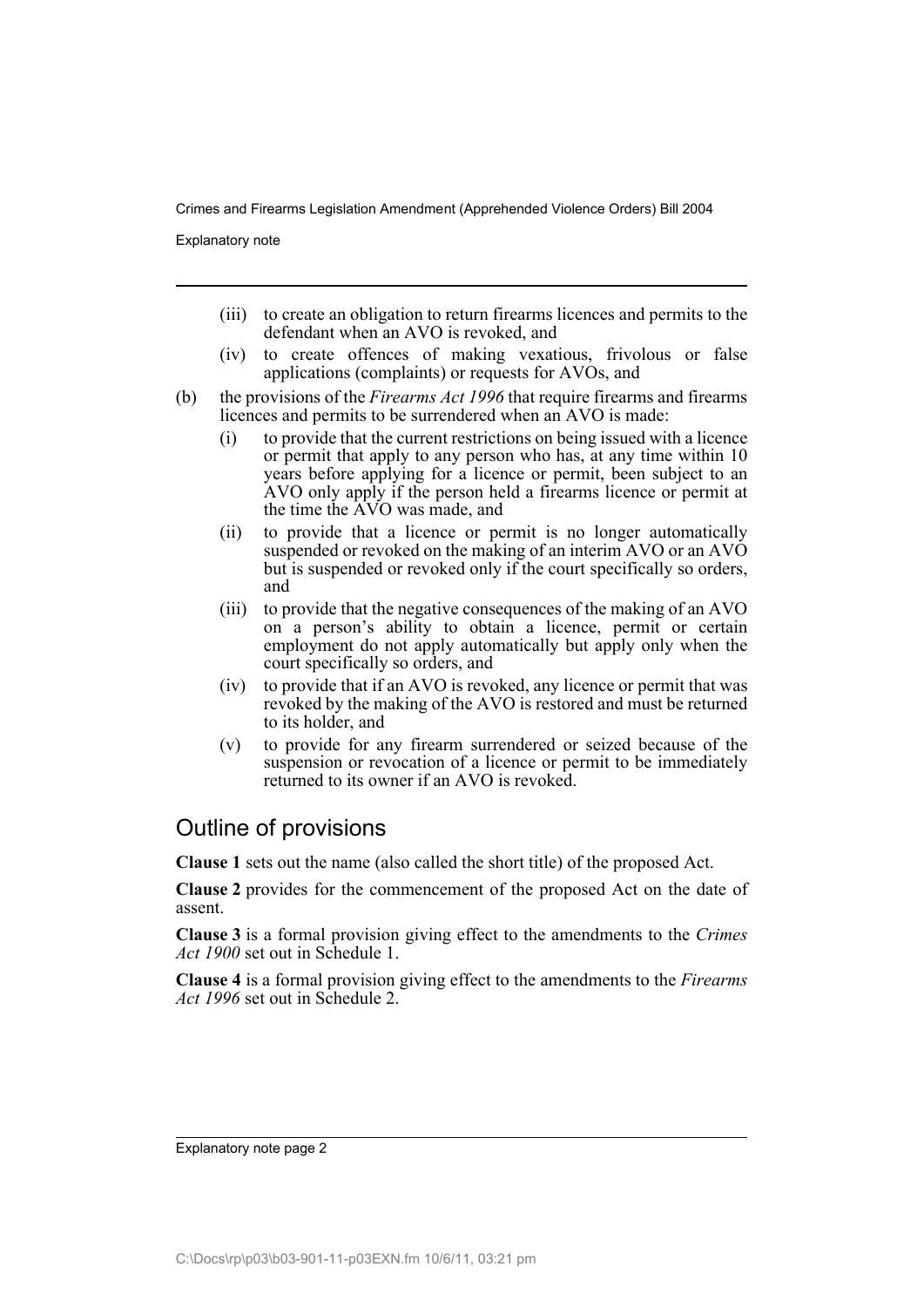- (iii) to create an obligation to return firearms licences and permits to the defendant when an AVO is revoked, and
- (iv) to create offences of making vexatious, frivolous or false applications (complaints) or requests for AVOs, and

(b) the provisions of the *Firearms Act 1996* that require firearms and firearms licences and permits to be surrendered when an AVO is made:

- (i) to provide that the current restrictions on being issued with a licence or permit that apply to any person who has, at any time within 10 years before applying for a licence or permit, been subject to an AVO only apply if the person held a firearms licence or permit at the time the AVO was made, and
- (ii) to provide that a licence or permit is no longer automatically suspended or revoked on the making of an interim AVO or an AVO but is suspended or revoked only if the court specifically so orders, and
- (iii) to provide that the negative consequences of the making of an AVO on a person's ability to obtain a licence, permit or certain employment do not apply automatically but apply only when the court specifically so orders, and
- (iv) to provide that if an AVO is revoked, any licence or permit that was revoked by the making of the AVO is restored and must be returned to its holder, and
- (v) to provide for any firearm surrendered or seized because of the suspension or revocation of a licence or permit to be immediately returned to its owner if an AVO is revoked.

## Outline of provisions

**Clause 1** sets out the name (also called the short title) of the proposed Act.

**Clause 2** provides for the commencement of the proposed Act on the date of assent.

**Clause 3** is a formal provision giving effect to the amendments to the *Crimes Act 1900* set out in Schedule 1.

**Clause 4** is a formal provision giving effect to the amendments to the *Firearms Act 1996* set out in Schedule 2.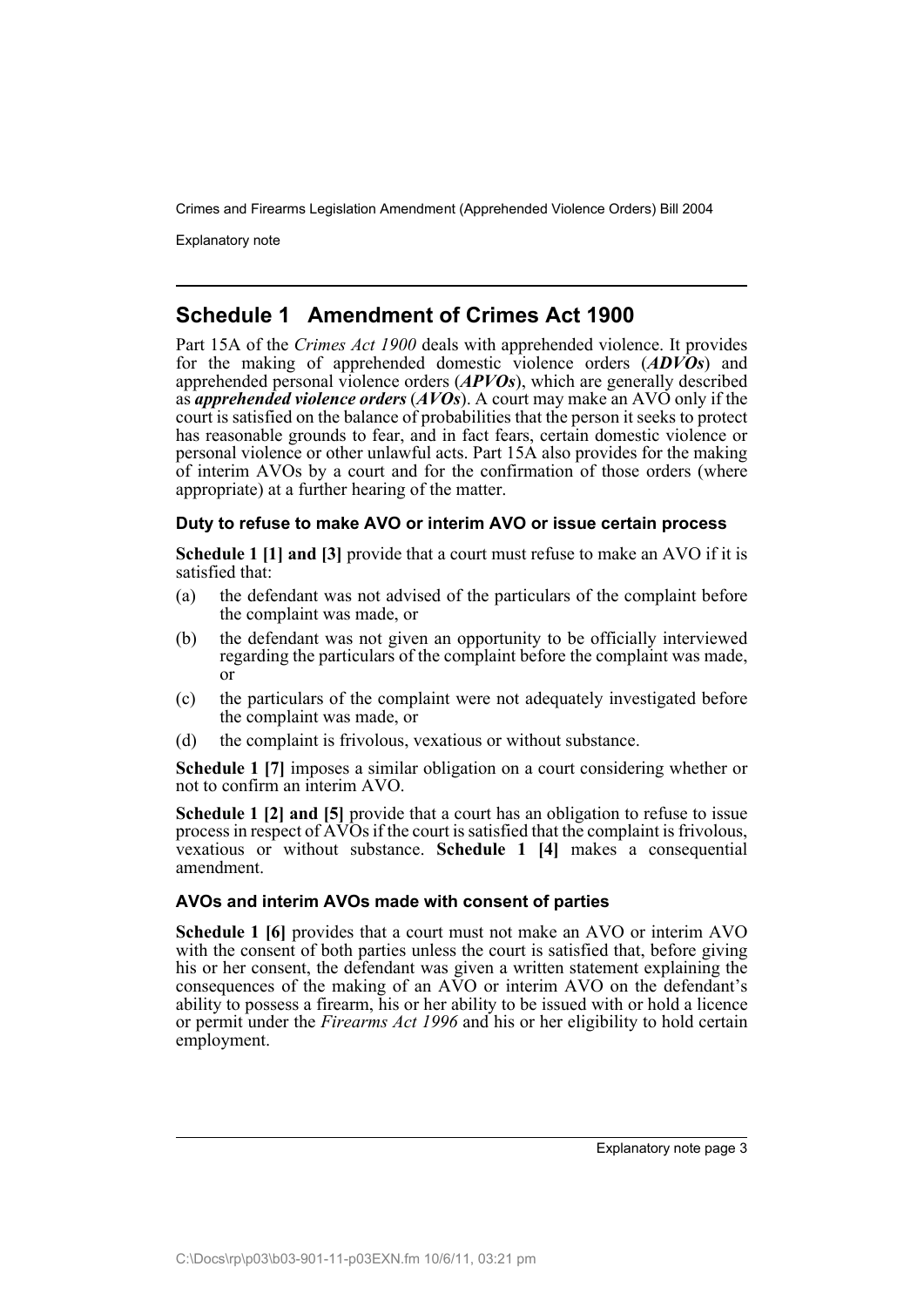## Schedule 1 Amendment of Crimes Act 1900

Part 15A of the *Crimes Act 1900* deals with apprehended violence. It provides for the making of apprehended domestic violence orders (***ADVOs***) and apprehended personal violence orders (***APVOs***), which are generally described as ***apprehended violence orders*** (***AVOs***). A court may make an AVO only if the court is satisfied on the balance of probabilities that the person it seeks to protect has reasonable grounds to fear, and in fact fears, certain domestic violence or personal violence or other unlawful acts. Part 15A also provides for the making of interim AVOs by a court and for the confirmation of those orders (where appropriate) at a further hearing of the matter.

### Duty to refuse to make AVO or interim AVO or issue certain process

**Schedule 1 [1] and [3]** provide that a court must refuse to make an AVO if it is satisfied that:

(a) the defendant was not advised of the particulars of the complaint before the complaint was made, or

(b) the defendant was not given an opportunity to be officially interviewed regarding the particulars of the complaint before the complaint was made, or

(c) the particulars of the complaint were not adequately investigated before the complaint was made, or

(d) the complaint is frivolous, vexatious or without substance.

**Schedule 1 [7]** imposes a similar obligation on a court considering whether or not to confirm an interim AVO.

**Schedule 1 [2] and [5]** provide that a court has an obligation to refuse to issue process in respect of AVOs if the court is satisfied that the complaint is frivolous, vexatious or without substance. **Schedule 1 [4]** makes a consequential amendment.

### AVOs and interim AVOs made with consent of parties

**Schedule 1 [6]** provides that a court must not make an AVO or interim AVO with the consent of both parties unless the court is satisfied that, before giving his or her consent, the defendant was given a written statement explaining the consequences of the making of an AVO or interim AVO on the defendant's ability to possess a firearm, his or her ability to be issued with or hold a licence or permit under the *Firearms Act 1996* and his or her eligibility to hold certain employment.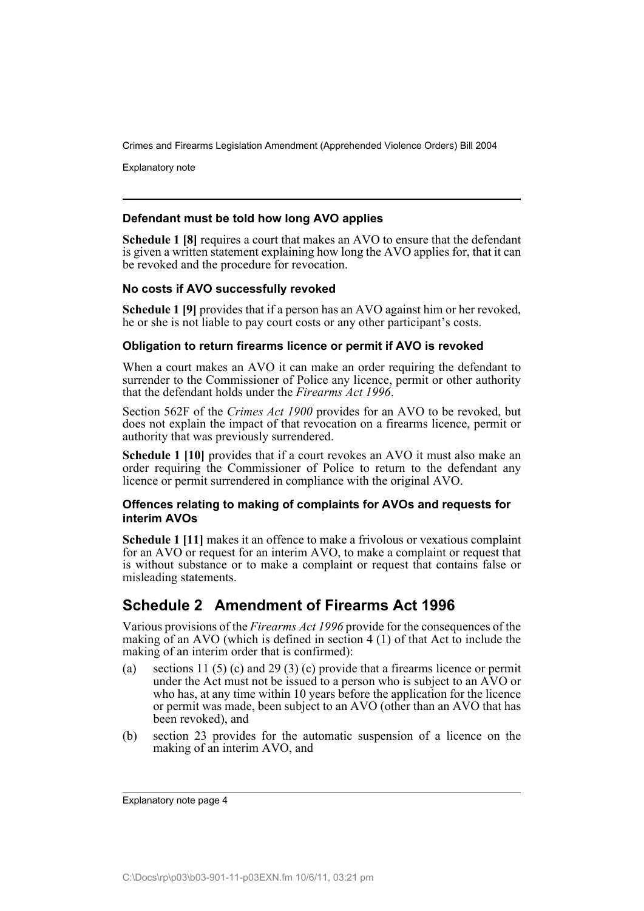### Defendant must be told how long AVO applies

**Schedule 1 [8]** requires a court that makes an AVO to ensure that the defendant is given a written statement explaining how long the AVO applies for, that it can be revoked and the procedure for revocation.

### No costs if AVO successfully revoked

**Schedule 1 [9]** provides that if a person has an AVO against him or her revoked, he or she is not liable to pay court costs or any other participant's costs.

### Obligation to return firearms licence or permit if AVO is revoked

When a court makes an AVO it can make an order requiring the defendant to surrender to the Commissioner of Police any licence, permit or other authority that the defendant holds under the *Firearms Act 1996*.

Section 562F of the *Crimes Act 1900* provides for an AVO to be revoked, but does not explain the impact of that revocation on a firearms licence, permit or authority that was previously surrendered.

**Schedule 1 [10]** provides that if a court revokes an AVO it must also make an order requiring the Commissioner of Police to return to the defendant any licence or permit surrendered in compliance with the original AVO.

### Offences relating to making of complaints for AVOs and requests for interim AVOs

**Schedule 1 [11]** makes it an offence to make a frivolous or vexatious complaint for an AVO or request for an interim AVO, to make a complaint or request that is without substance or to make a complaint or request that contains false or misleading statements.

## Schedule 2 Amendment of Firearms Act 1996

Various provisions of the *Firearms Act 1996* provide for the consequences of the making of an AVO (which is defined in section 4 (1) of that Act to include the making of an interim order that is confirmed):

(a) sections 11 (5) (c) and 29 (3) (c) provide that a firearms licence or permit under the Act must not be issued to a person who is subject to an AVO or who has, at any time within 10 years before the application for the licence or permit was made, been subject to an AVO (other than an AVO that has been revoked), and

(b) section 23 provides for the automatic suspension of a licence on the making of an interim AVO, and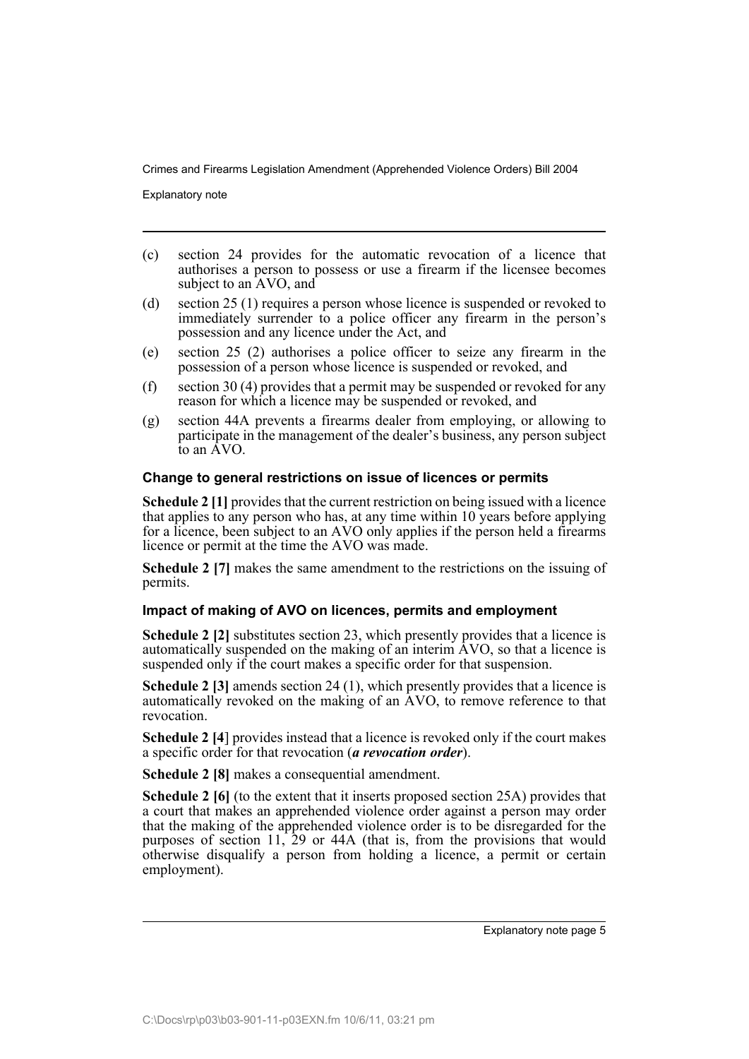(c) section 24 provides for the automatic revocation of a licence that authorises a person to possess or use a firearm if the licensee becomes subject to an AVO, and

(d) section 25 (1) requires a person whose licence is suspended or revoked to immediately surrender to a police officer any firearm in the person's possession and any licence under the Act, and

(e) section 25 (2) authorises a police officer to seize any firearm in the possession of a person whose licence is suspended or revoked, and

(f) section 30 (4) provides that a permit may be suspended or revoked for any reason for which a licence may be suspended or revoked, and

(g) section 44A prevents a firearms dealer from employing, or allowing to participate in the management of the dealer's business, any person subject to an AVO.

### Change to general restrictions on issue of licences or permits

**Schedule 2 [1]** provides that the current restriction on being issued with a licence that applies to any person who has, at any time within 10 years before applying for a licence, been subject to an AVO only applies if the person held a firearms licence or permit at the time the AVO was made.

**Schedule 2 [7]** makes the same amendment to the restrictions on the issuing of permits.

### Impact of making of AVO on licences, permits and employment

**Schedule 2 [2]** substitutes section 23, which presently provides that a licence is automatically suspended on the making of an interim AVO, so that a licence is suspended only if the court makes a specific order for that suspension.

**Schedule 2 [3]** amends section 24 (1), which presently provides that a licence is automatically revoked on the making of an AVO, to remove reference to that revocation.

**Schedule 2 [4]** provides instead that a licence is revoked only if the court makes a specific order for that revocation (***a revocation order***).

**Schedule 2 [8]** makes a consequential amendment.

**Schedule 2 [6]** (to the extent that it inserts proposed section 25A) provides that a court that makes an apprehended violence order against a person may order that the making of the apprehended violence order is to be disregarded for the purposes of section 11, 29 or 44A (that is, from the provisions that would otherwise disqualify a person from holding a licence, a permit or certain employment).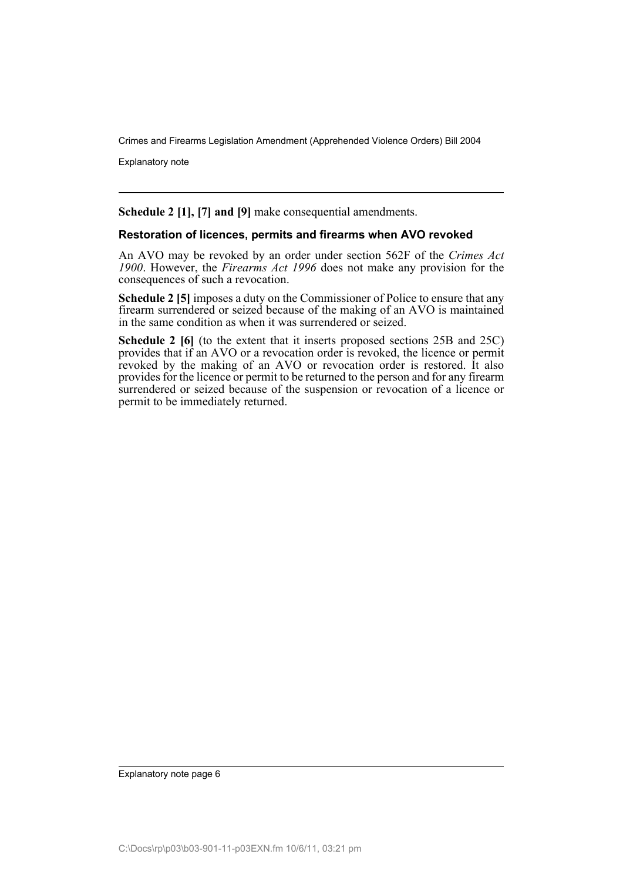**Schedule 2 [1], [7] and [9]** make consequential amendments.

### Restoration of licences, permits and firearms when AVO revoked

An AVO may be revoked by an order under section 562F of the *Crimes Act 1900*. However, the *Firearms Act 1996* does not make any provision for the consequences of such a revocation.

**Schedule 2 [5]** imposes a duty on the Commissioner of Police to ensure that any firearm surrendered or seized because of the making of an AVO is maintained in the same condition as when it was surrendered or seized.

**Schedule 2 [6]** (to the extent that it inserts proposed sections 25B and 25C) provides that if an AVO or a revocation order is revoked, the licence or permit revoked by the making of an AVO or revocation order is restored. It also provides for the licence or permit to be returned to the person and for any firearm surrendered or seized because of the suspension or revocation of a licence or permit to be immediately returned.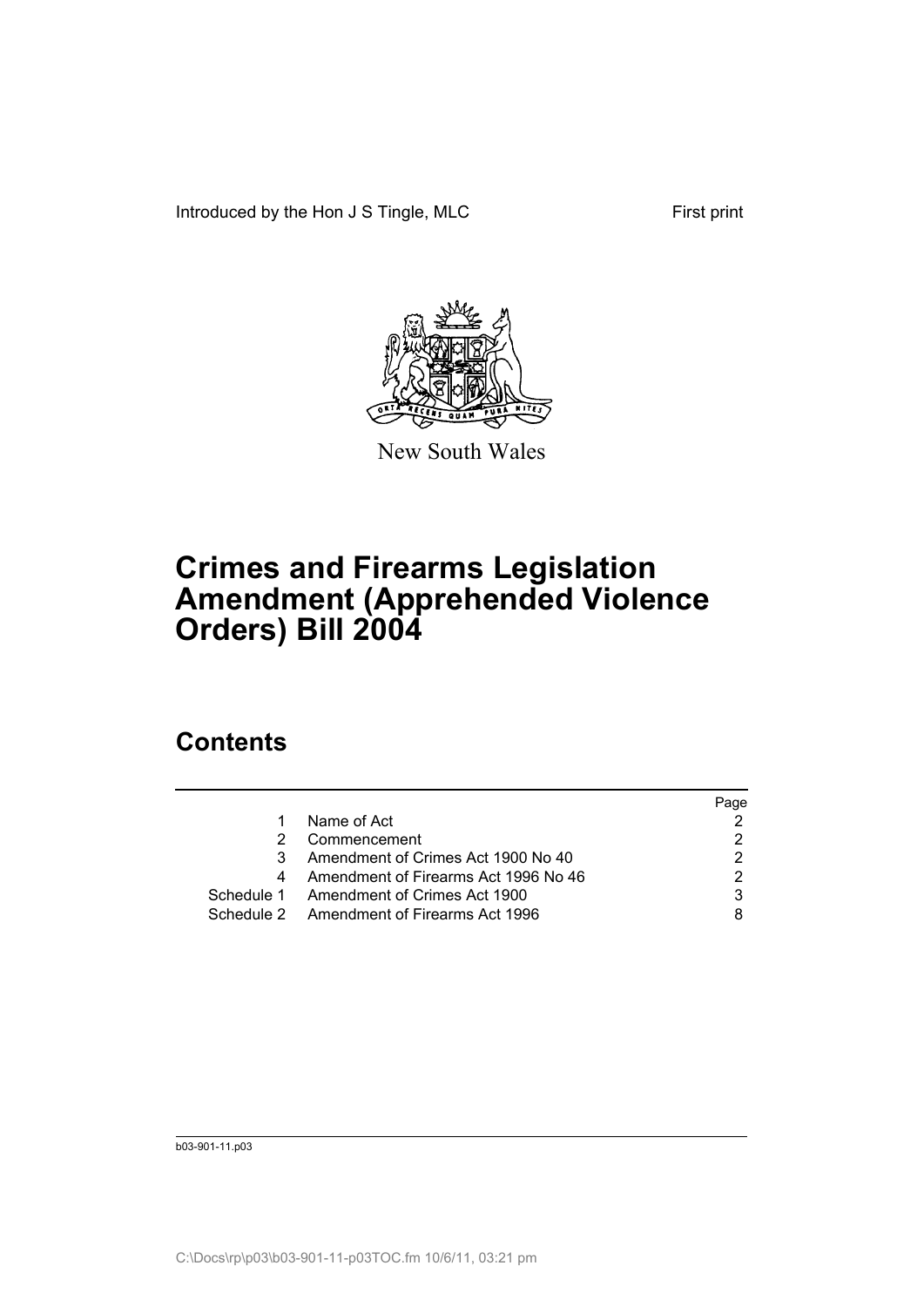Introduced by the Hon J S Tingle, MLC First print

New South Wales

# Crimes and Firearms Legislation Amendment (Apprehended Violence Orders) Bill 2004

## Contents

| | | Page |
|---|---|---|
| 1 | Name of Act | 2 |
| 2 | Commencement | 2 |
| 3 | Amendment of Crimes Act 1900 No 40 | 2 |
| 4 | Amendment of Firearms Act 1996 No 46 | 2 |
| Schedule 1 | Amendment of Crimes Act 1900 | 3 |
| Schedule 2 | Amendment of Firearms Act 1996 | 8 |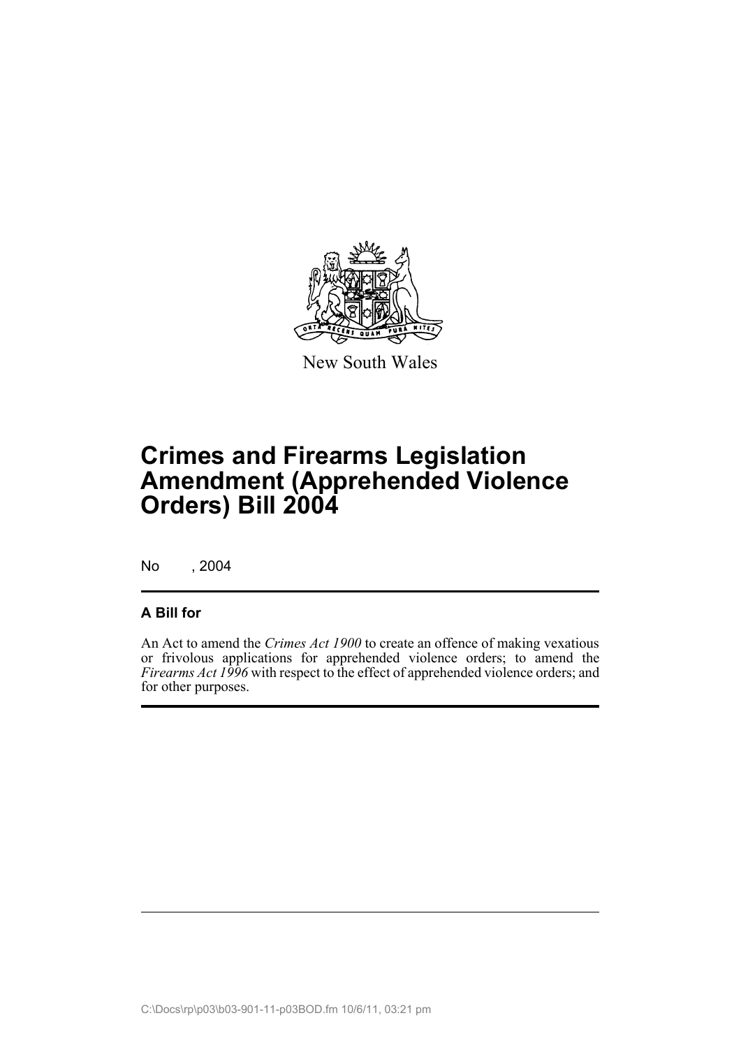New South Wales

# Crimes and Firearms Legislation Amendment (Apprehended Violence Orders) Bill 2004

No , 2004

## A Bill for

An Act to amend the *Crimes Act 1900* to create an offence of making vexatious or frivolous applications for apprehended violence orders; to amend the *Firearms Act 1996* with respect to the effect of apprehended violence orders; and for other purposes.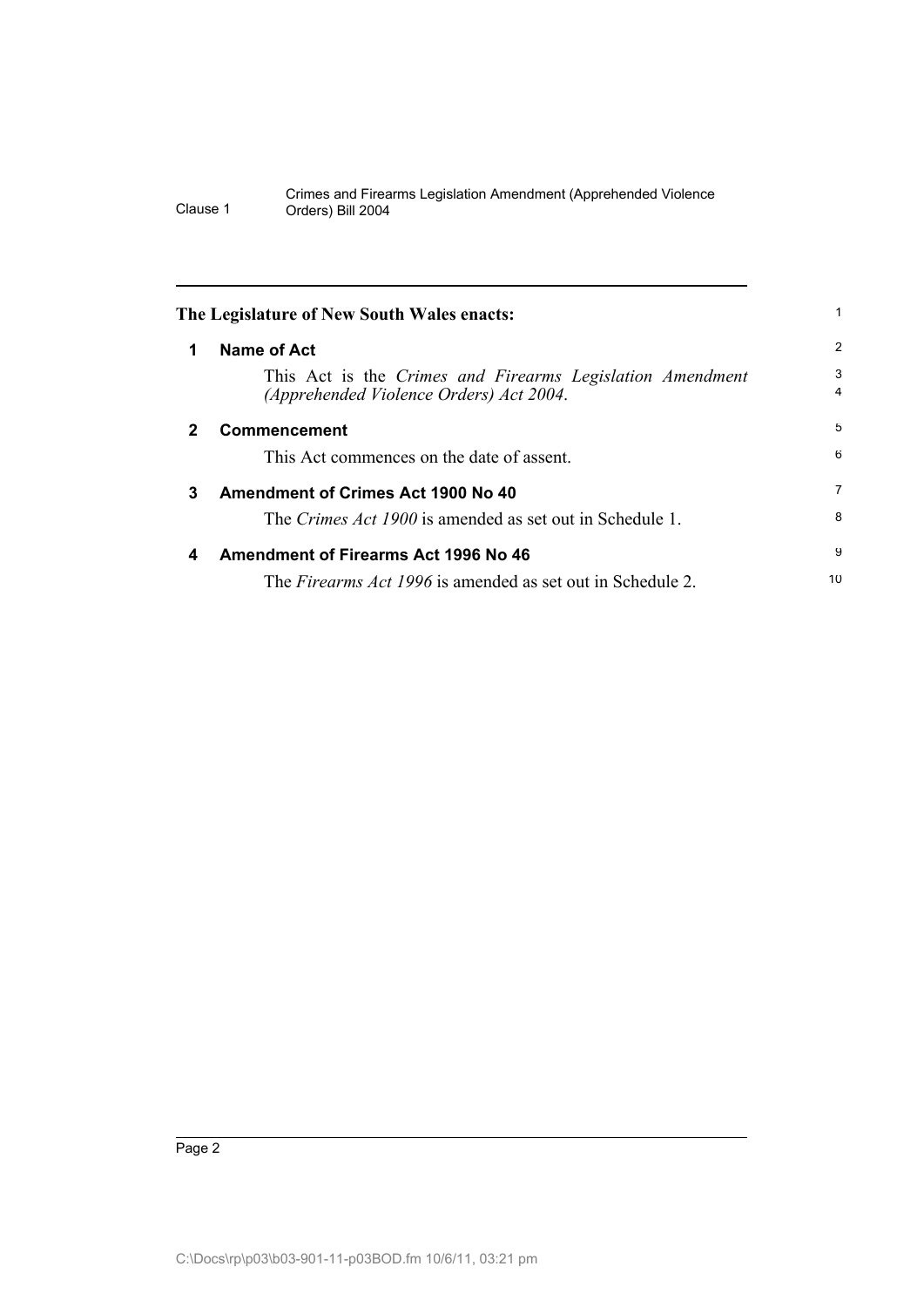**The Legislature of New South Wales enacts:**

## 1 Name of Act

This Act is the *Crimes and Firearms Legislation Amendment (Apprehended Violence Orders) Act 2004*.

## 2 Commencement

This Act commences on the date of assent.

## 3 Amendment of Crimes Act 1900 No 40

The *Crimes Act 1900* is amended as set out in Schedule 1.

## 4 Amendment of Firearms Act 1996 No 46

The *Firearms Act 1996* is amended as set out in Schedule 2.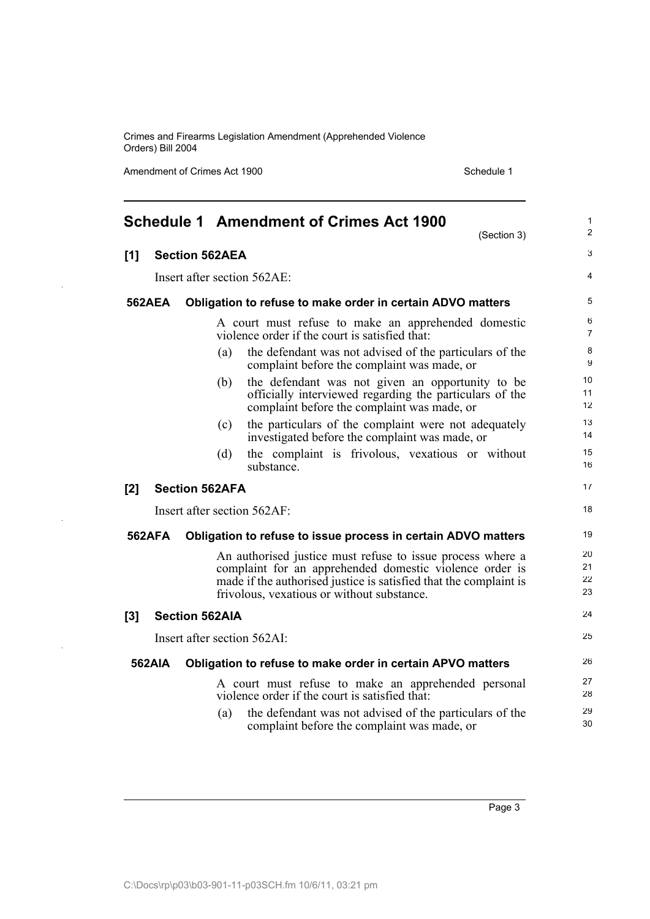# Schedule 1 Amendment of Crimes Act 1900

(Section 3)

## [1] Section 562AEA

Insert after section 562AE:

### 562AEA Obligation to refuse to make order in certain ADVO matters

A court must refuse to make an apprehended domestic violence order if the court is satisfied that:

(a) the defendant was not advised of the particulars of the complaint before the complaint was made, or

(b) the defendant was not given an opportunity to be officially interviewed regarding the particulars of the complaint before the complaint was made, or

(c) the particulars of the complaint were not adequately investigated before the complaint was made, or

(d) the complaint is frivolous, vexatious or without substance.

## [2] Section 562AFA

Insert after section 562AF:

### 562AFA Obligation to refuse to issue process in certain ADVO matters

An authorised justice must refuse to issue process where a complaint for an apprehended domestic violence order is made if the authorised justice is satisfied that the complaint is frivolous, vexatious or without substance.

## [3] Section 562AIA

Insert after section 562AI:

### 562AIA Obligation to refuse to make order in certain APVO matters

A court must refuse to make an apprehended personal violence order if the court is satisfied that:

(a) the defendant was not advised of the particulars of the complaint before the complaint was made, or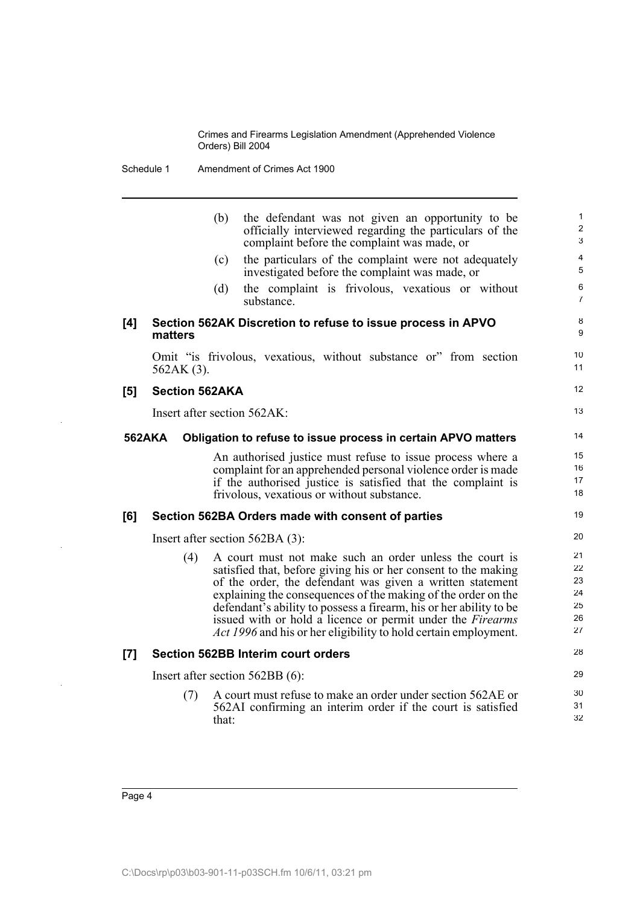(b) the defendant was not given an opportunity to be officially interviewed regarding the particulars of the complaint before the complaint was made, or

(c) the particulars of the complaint were not adequately investigated before the complaint was made, or

(d) the complaint is frivolous, vexatious or without substance.

### [4] Section 562AK Discretion to refuse to issue process in APVO matters

Omit "is frivolous, vexatious, without substance or" from section 562AK (3).

### [5] Section 562AKA

Insert after section 562AK:

#### 562AKA Obligation to refuse to issue process in certain APVO matters

An authorised justice must refuse to issue process where a complaint for an apprehended personal violence order is made if the authorised justice is satisfied that the complaint is frivolous, vexatious or without substance.

### [6] Section 562BA Orders made with consent of parties

Insert after section 562BA (3):

(4) A court must not make such an order unless the court is satisfied that, before giving his or her consent to the making of the order, the defendant was given a written statement explaining the consequences of the making of the order on the defendant's ability to possess a firearm, his or her ability to be issued with or hold a licence or permit under the *Firearms Act 1996* and his or her eligibility to hold certain employment.

### [7] Section 562BB Interim court orders

Insert after section 562BB (6):

(7) A court must refuse to make an order under section 562AE or 562AI confirming an interim order if the court is satisfied that: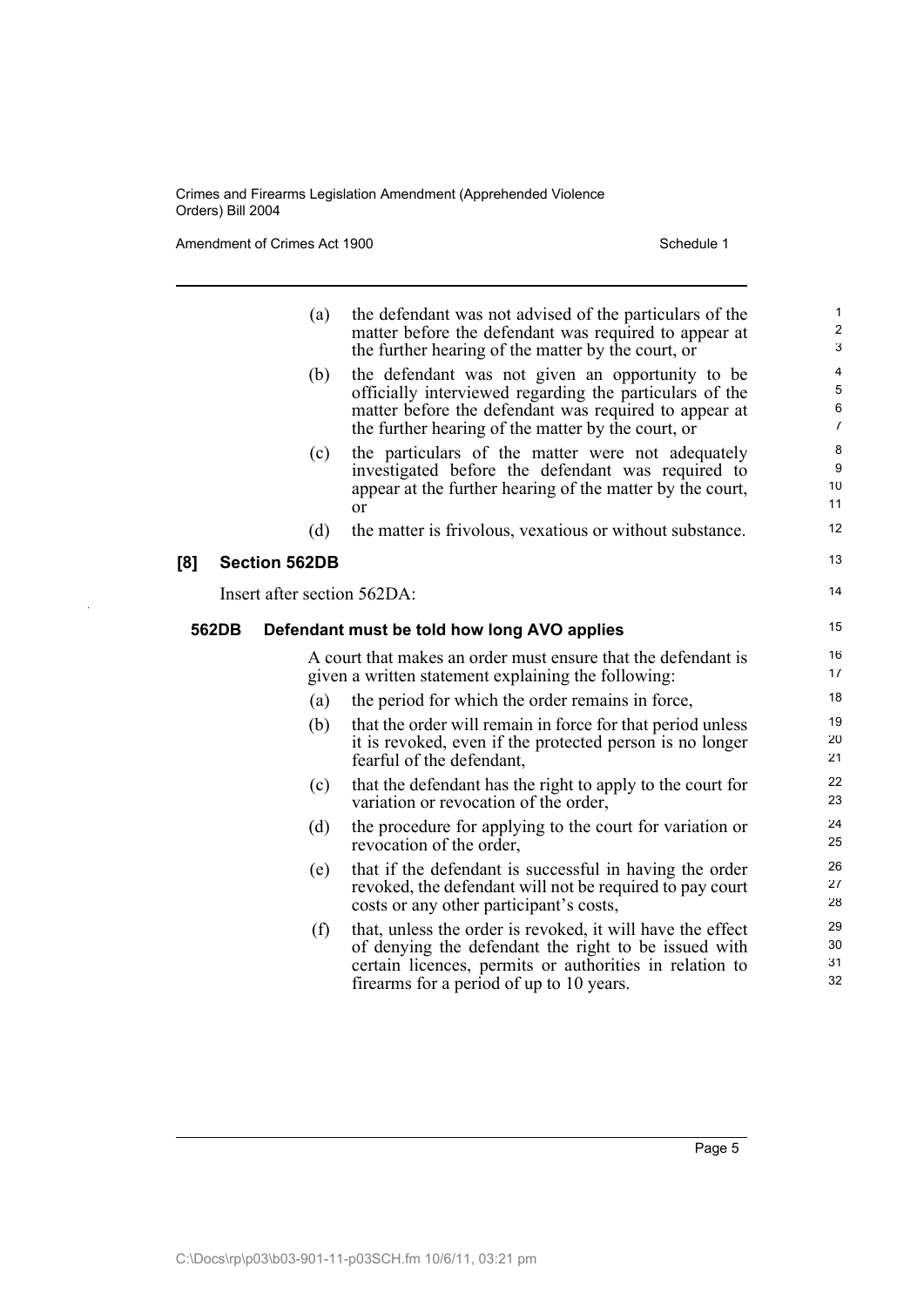(a) the defendant was not advised of the particulars of the matter before the defendant was required to appear at the further hearing of the matter by the court, or

(b) the defendant was not given an opportunity to be officially interviewed regarding the particulars of the matter before the defendant was required to appear at the further hearing of the matter by the court, or

(c) the particulars of the matter were not adequately investigated before the defendant was required to appear at the further hearing of the matter by the court, or

(d) the matter is frivolous, vexatious or without substance.

**[8] Section 562DB**

Insert after section 562DA:

**562DB Defendant must be told how long AVO applies**

A court that makes an order must ensure that the defendant is given a written statement explaining the following:

(a) the period for which the order remains in force,

(b) that the order will remain in force for that period unless it is revoked, even if the protected person is no longer fearful of the defendant,

(c) that the defendant has the right to apply to the court for variation or revocation of the order,

(d) the procedure for applying to the court for variation or revocation of the order,

(e) that if the defendant is successful in having the order revoked, the defendant will not be required to pay court costs or any other participant's costs,

(f) that, unless the order is revoked, it will have the effect of denying the defendant the right to be issued with certain licences, permits or authorities in relation to firearms for a period of up to 10 years.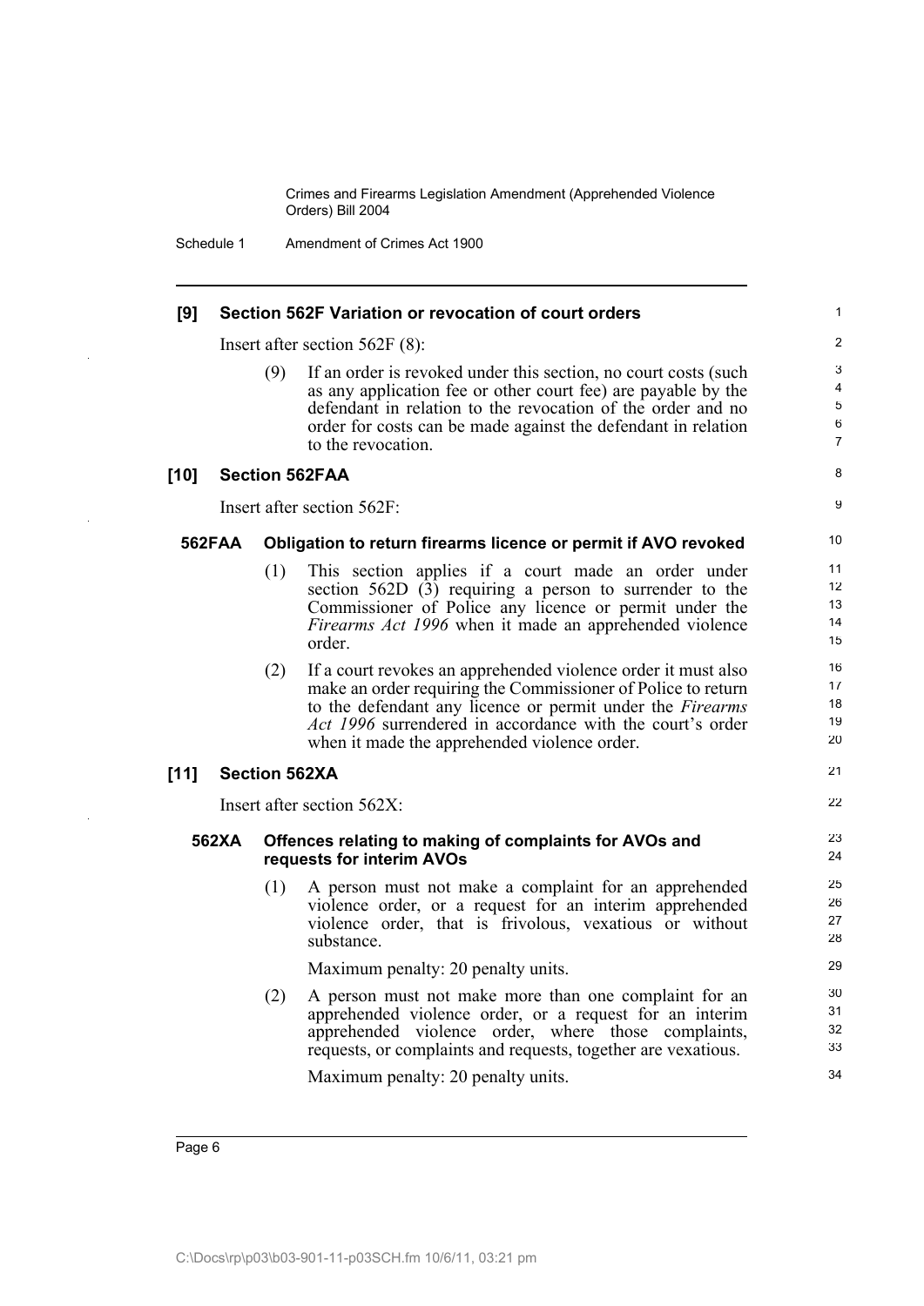### [9] Section 562F Variation or revocation of court orders

Insert after section 562F (8):

(9) If an order is revoked under this section, no court costs (such as any application fee or other court fee) are payable by the defendant in relation to the revocation of the order and no order for costs can be made against the defendant in relation to the revocation.

### [10] Section 562FAA

Insert after section 562F:

#### 562FAA Obligation to return firearms licence or permit if AVO revoked

(1) This section applies if a court made an order under section 562D (3) requiring a person to surrender to the Commissioner of Police any licence or permit under the *Firearms Act 1996* when it made an apprehended violence order.

(2) If a court revokes an apprehended violence order it must also make an order requiring the Commissioner of Police to return to the defendant any licence or permit under the *Firearms Act 1996* surrendered in accordance with the court's order when it made the apprehended violence order.

### [11] Section 562XA

Insert after section 562X:

#### 562XA Offences relating to making of complaints for AVOs and requests for interim AVOs

(1) A person must not make a complaint for an apprehended violence order, or a request for an interim apprehended violence order, that is frivolous, vexatious or without substance.

Maximum penalty: 20 penalty units.

(2) A person must not make more than one complaint for an apprehended violence order, or a request for an interim apprehended violence order, where those complaints, requests, or complaints and requests, together are vexatious.

Maximum penalty: 20 penalty units.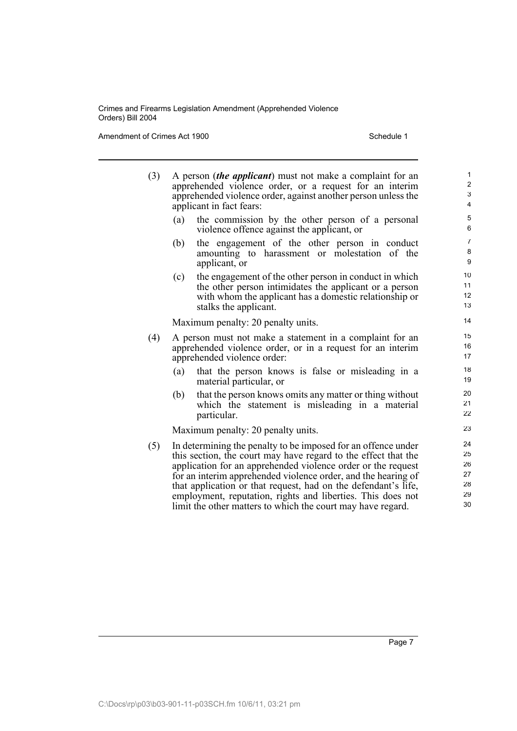(3) A person (***the applicant***) must not make a complaint for an apprehended violence order, or a request for an interim apprehended violence order, against another person unless the applicant in fact fears:

   (a) the commission by the other person of a personal violence offence against the applicant, or

   (b) the engagement of the other person in conduct amounting to harassment or molestation of the applicant, or

   (c) the engagement of the other person in conduct in which the other person intimidates the applicant or a person with whom the applicant has a domestic relationship or stalks the applicant.

   Maximum penalty: 20 penalty units.

(4) A person must not make a statement in a complaint for an apprehended violence order, or in a request for an interim apprehended violence order:

   (a) that the person knows is false or misleading in a material particular, or

   (b) that the person knows omits any matter or thing without which the statement is misleading in a material particular.

   Maximum penalty: 20 penalty units.

(5) In determining the penalty to be imposed for an offence under this section, the court may have regard to the effect that the application for an apprehended violence order or the request for an interim apprehended violence order, and the hearing of that application or that request, had on the defendant's life, employment, reputation, rights and liberties. This does not limit the other matters to which the court may have regard.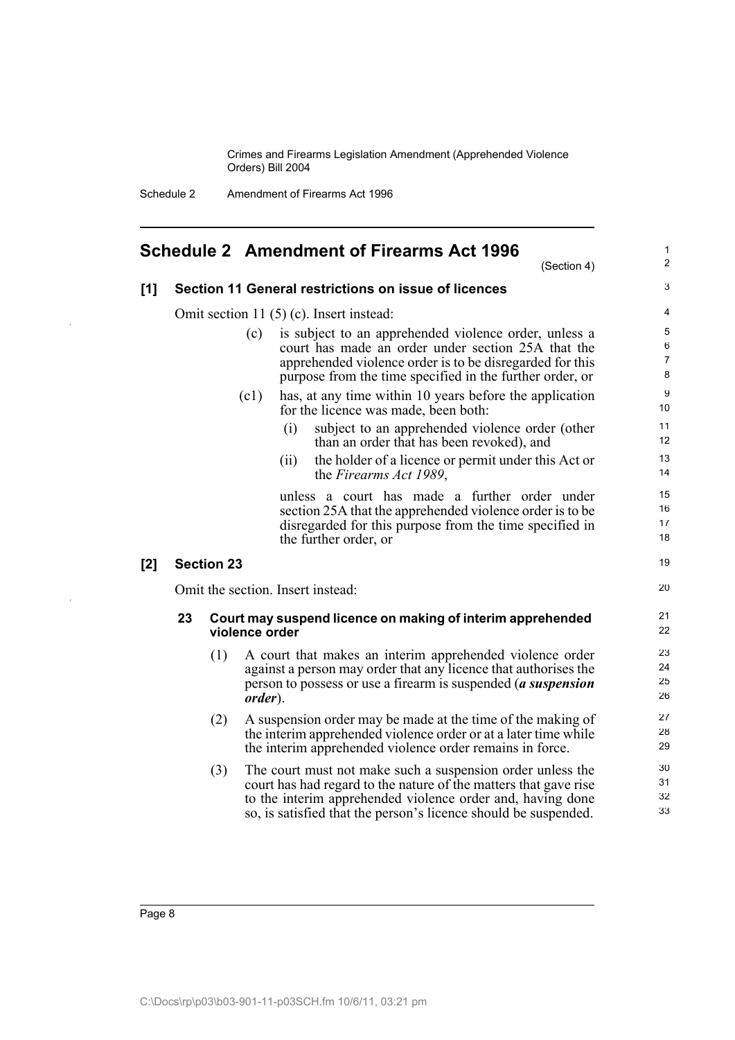# Schedule 2 Amendment of Firearms Act 1996

(Section 4)

## [1] Section 11 General restrictions on issue of licences

Omit section 11 (5) (c). Insert instead:

(c) is subject to an apprehended violence order, unless a court has made an order under section 25A that the apprehended violence order is to be disregarded for this purpose from the time specified in the further order, or

(c1) has, at any time within 10 years before the application for the licence was made, been both:

(i) subject to an apprehended violence order (other than an order that has been revoked), and

(ii) the holder of a licence or permit under this Act or the *Firearms Act 1989*,

unless a court has made a further order under section 25A that the apprehended violence order is to be disregarded for this purpose from the time specified in the further order, or

## [2] Section 23

Omit the section. Insert instead:

### 23 Court may suspend licence on making of interim apprehended violence order

(1) A court that makes an interim apprehended violence order against a person may order that any licence that authorises the person to possess or use a firearm is suspended (***a suspension order***).

(2) A suspension order may be made at the time of the making of the interim apprehended violence order or at a later time while the interim apprehended violence order remains in force.

(3) The court must not make such a suspension order unless the court has had regard to the nature of the matters that gave rise to the interim apprehended violence order and, having done so, is satisfied that the person's licence should be suspended.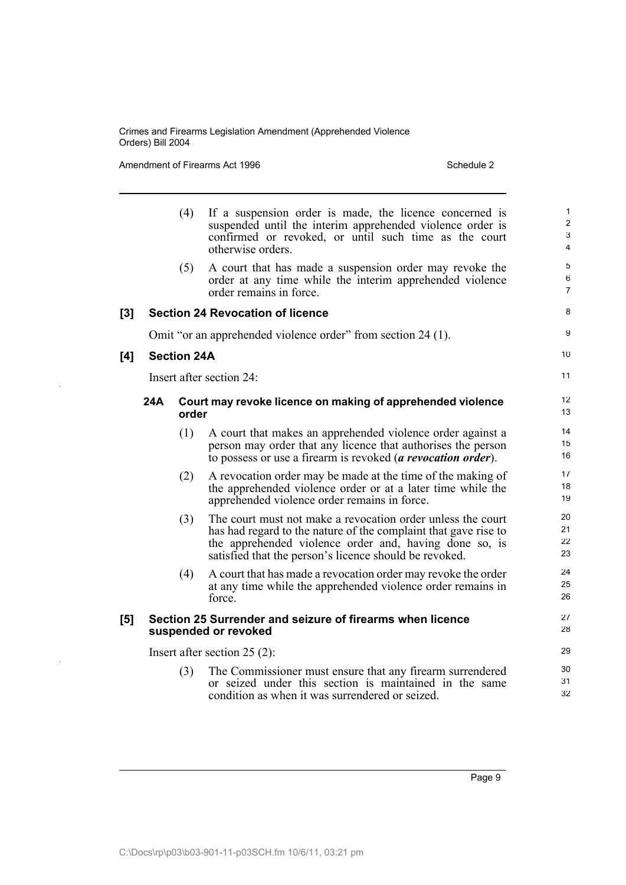(4) If a suspension order is made, the licence concerned is suspended until the interim apprehended violence order is confirmed or revoked, or until such time as the court otherwise orders.

(5) A court that has made a suspension order may revoke the order at any time while the interim apprehended violence order remains in force.

### [3] Section 24 Revocation of licence

Omit "or an apprehended violence order" from section 24 (1).

### [4] Section 24A

Insert after section 24:

#### 24A Court may revoke licence on making of apprehended violence order

(1) A court that makes an apprehended violence order against a person may order that any licence that authorises the person to possess or use a firearm is revoked (***a revocation order***).

(2) A revocation order may be made at the time of the making of the apprehended violence order or at a later time while the apprehended violence order remains in force.

(3) The court must not make a revocation order unless the court has had regard to the nature of the complaint that gave rise to the apprehended violence order and, having done so, is satisfied that the person's licence should be revoked.

(4) A court that has made a revocation order may revoke the order at any time while the apprehended violence order remains in force.

### [5] Section 25 Surrender and seizure of firearms when licence suspended or revoked

Insert after section 25 (2):

(3) The Commissioner must ensure that any firearm surrendered or seized under this section is maintained in the same condition as when it was surrendered or seized.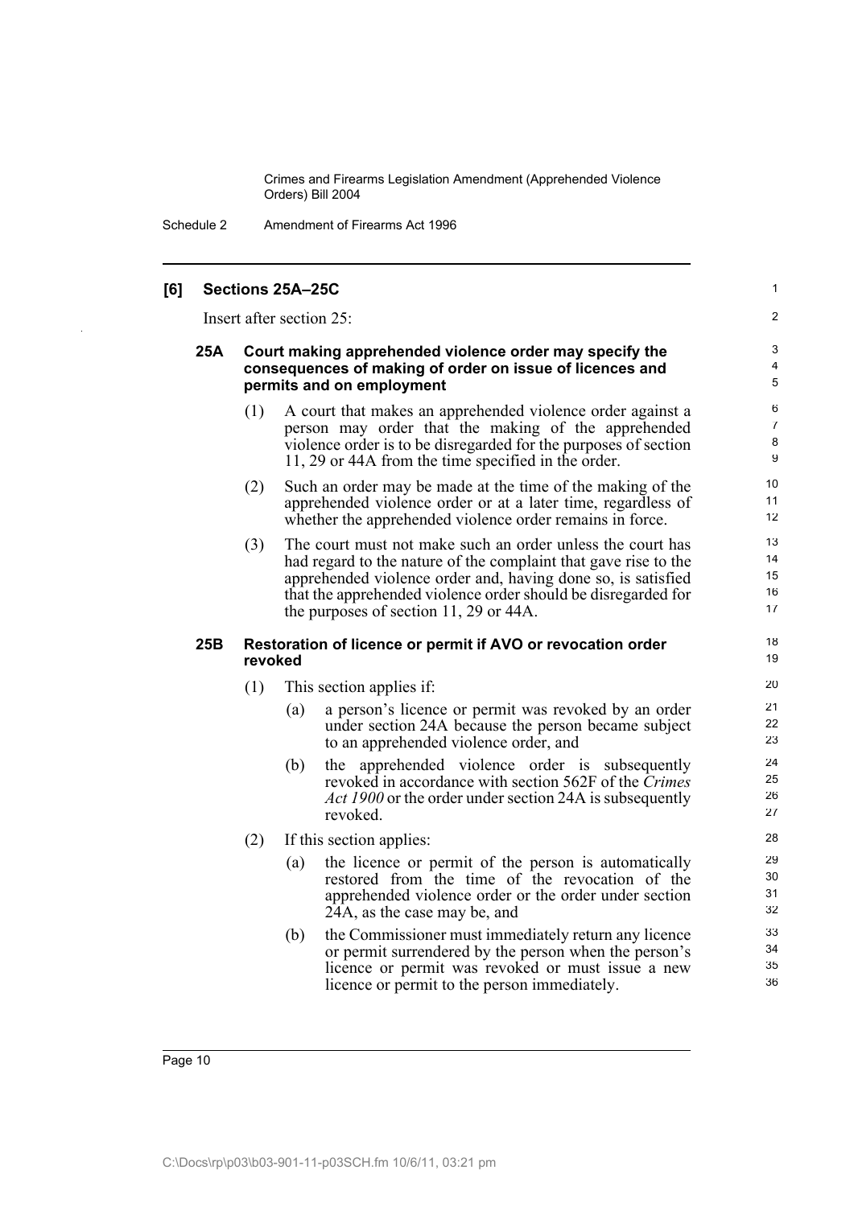## [6] Sections 25A–25C

Insert after section 25:

### 25A Court making apprehended violence order may specify the consequences of making of order on issue of licences and permits and on employment

(1) A court that makes an apprehended violence order against a person may order that the making of the apprehended violence order is to be disregarded for the purposes of section 11, 29 or 44A from the time specified in the order.

(2) Such an order may be made at the time of the making of the apprehended violence order or at a later time, regardless of whether the apprehended violence order remains in force.

(3) The court must not make such an order unless the court has had regard to the nature of the complaint that gave rise to the apprehended violence order and, having done so, is satisfied that the apprehended violence order should be disregarded for the purposes of section 11, 29 or 44A.

### 25B Restoration of licence or permit if AVO or revocation order revoked

(1) This section applies if:

(a) a person's licence or permit was revoked by an order under section 24A because the person became subject to an apprehended violence order, and

(b) the apprehended violence order is subsequently revoked in accordance with section 562F of the *Crimes Act 1900* or the order under section 24A is subsequently revoked.

(2) If this section applies:

(a) the licence or permit of the person is automatically restored from the time of the revocation of the apprehended violence order or the order under section 24A, as the case may be, and

(b) the Commissioner must immediately return any licence or permit surrendered by the person when the person's licence or permit was revoked or must issue a new licence or permit to the person immediately.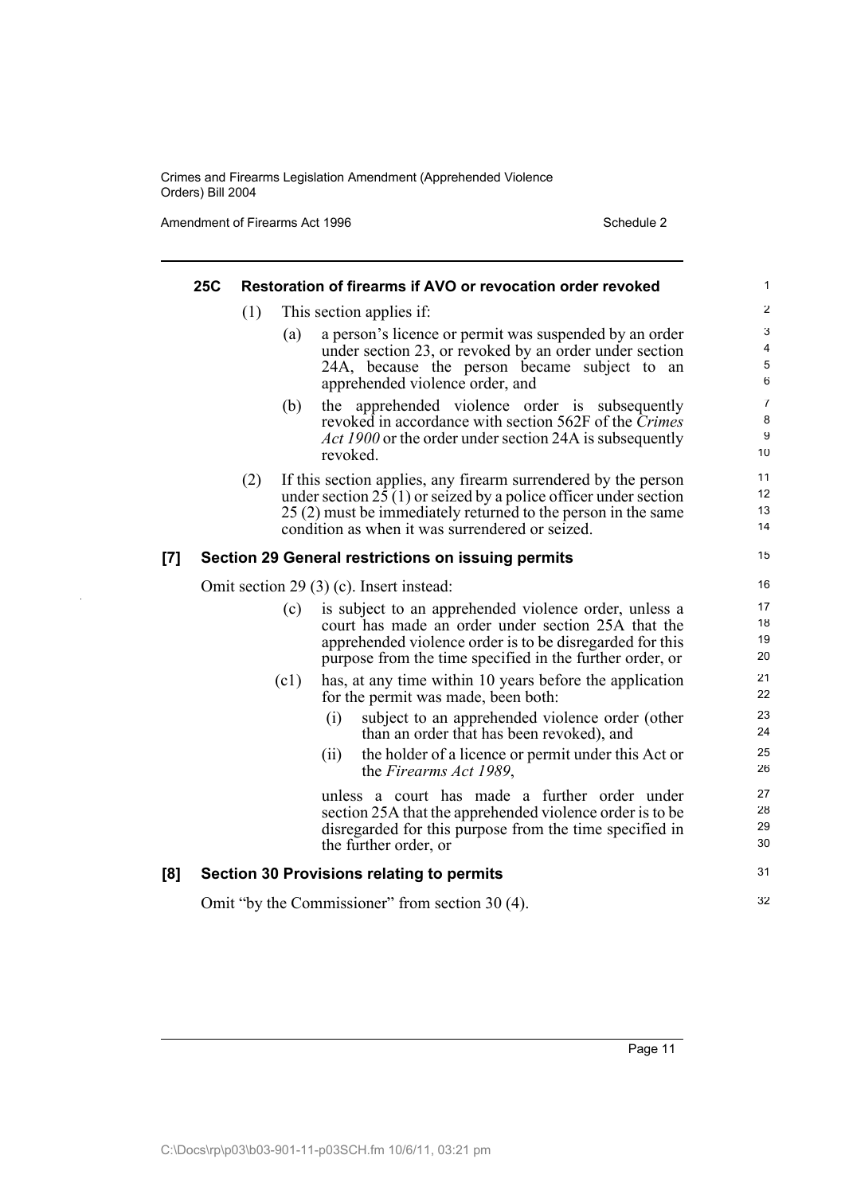#### 25C Restoration of firearms if AVO or revocation order revoked

(1) This section applies if:

(a) a person's licence or permit was suspended by an order under section 23, or revoked by an order under section 24A, because the person became subject to an apprehended violence order, and

(b) the apprehended violence order is subsequently revoked in accordance with section 562F of the *Crimes Act 1900* or the order under section 24A is subsequently revoked.

(2) If this section applies, any firearm surrendered by the person under section 25 (1) or seized by a police officer under section 25 (2) must be immediately returned to the person in the same condition as when it was surrendered or seized.

### [7] Section 29 General restrictions on issuing permits

Omit section 29 (3) (c). Insert instead:

(c) is subject to an apprehended violence order, unless a court has made an order under section 25A that the apprehended violence order is to be disregarded for this purpose from the time specified in the further order, or

(c1) has, at any time within 10 years before the application for the permit was made, been both:

(i) subject to an apprehended violence order (other than an order that has been revoked), and

(ii) the holder of a licence or permit under this Act or the *Firearms Act 1989*,

unless a court has made a further order under section 25A that the apprehended violence order is to be disregarded for this purpose from the time specified in the further order, or

### [8] Section 30 Provisions relating to permits

Omit "by the Commissioner" from section 30 (4).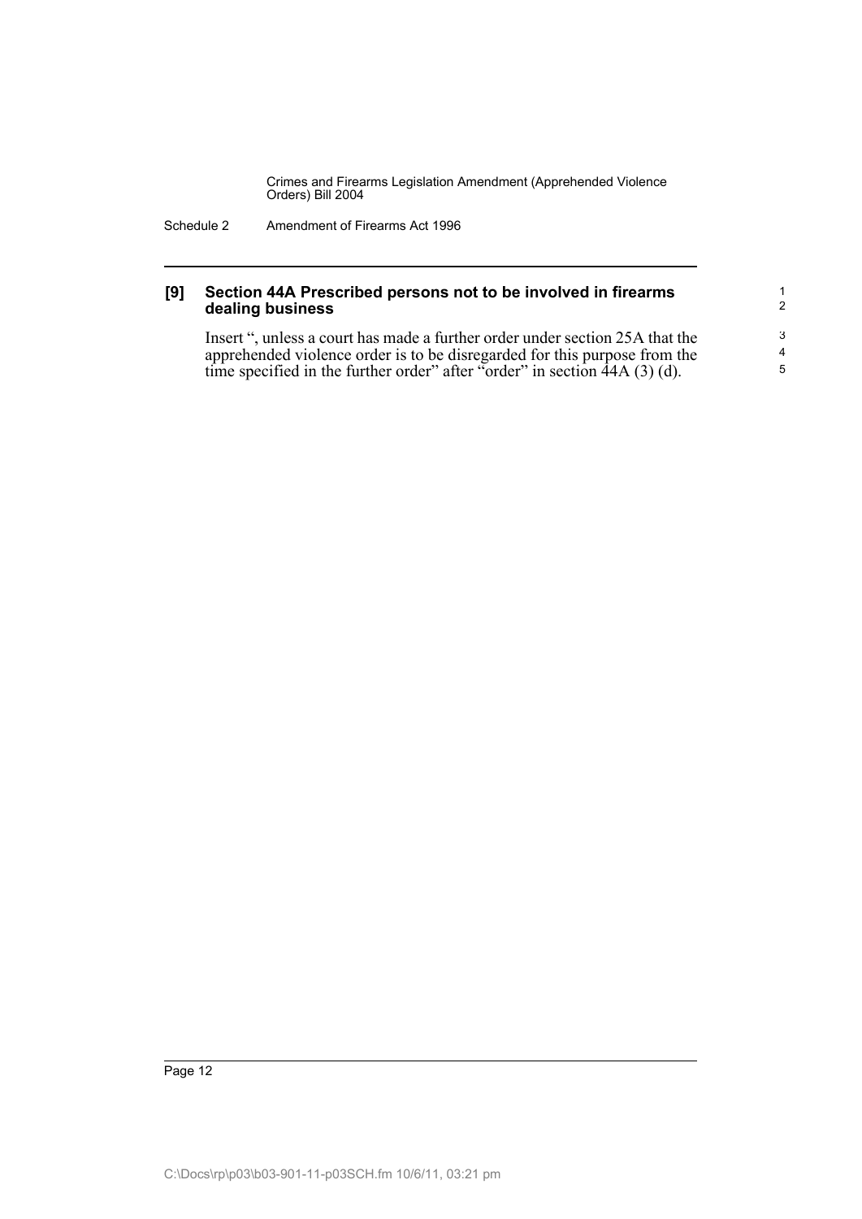**[9] Section 44A Prescribed persons not to be involved in firearms dealing business**

Insert ", unless a court has made a further order under section 25A that the apprehended violence order is to be disregarded for this purpose from the time specified in the further order" after "order" in section 44A (3) (d).